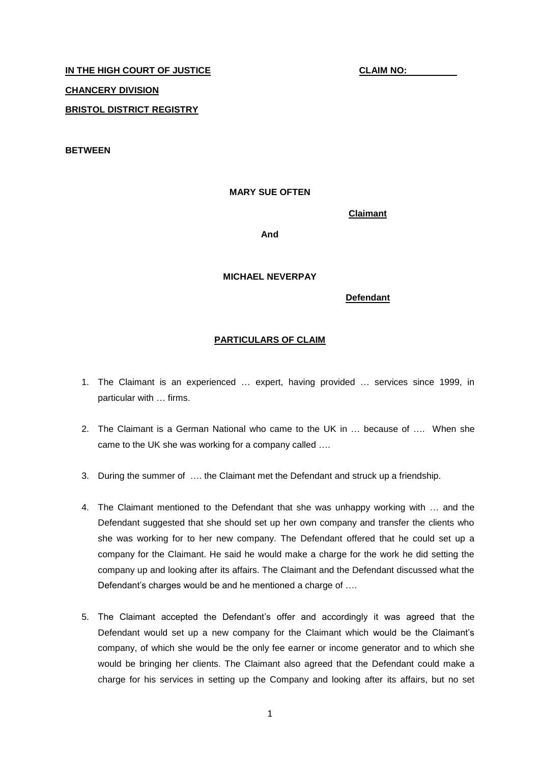**IN THE HIGH COURT OF JUSTICE** **CLAIM NO:**

**CHANCERY DIVISION**

**BRISTOL DISTRICT REGISTRY**

**BETWEEN**

**MARY SUE OFTEN**

**Claimant**

**And**

**MICHAEL NEVERPAY**

**Defendant**

## PARTICULARS OF CLAIM

1. The Claimant is an experienced … expert, having provided … services since 1999, in particular with … firms.

2. The Claimant is a German National who came to the UK in … because of …. When she came to the UK she was working for a company called ….

3. During the summer of …. the Claimant met the Defendant and struck up a friendship.

4. The Claimant mentioned to the Defendant that she was unhappy working with … and the Defendant suggested that she should set up her own company and transfer the clients who she was working for to her new company. The Defendant offered that he could set up a company for the Claimant. He said he would make a charge for the work he did setting the company up and looking after its affairs. The Claimant and the Defendant discussed what the Defendant's charges would be and he mentioned a charge of ….

5. The Claimant accepted the Defendant's offer and accordingly it was agreed that the Defendant would set up a new company for the Claimant which would be the Claimant's company, of which she would be the only fee earner or income generator and to which she would be bringing her clients. The Claimant also agreed that the Defendant could make a charge for his services in setting up the Company and looking after its affairs, but no set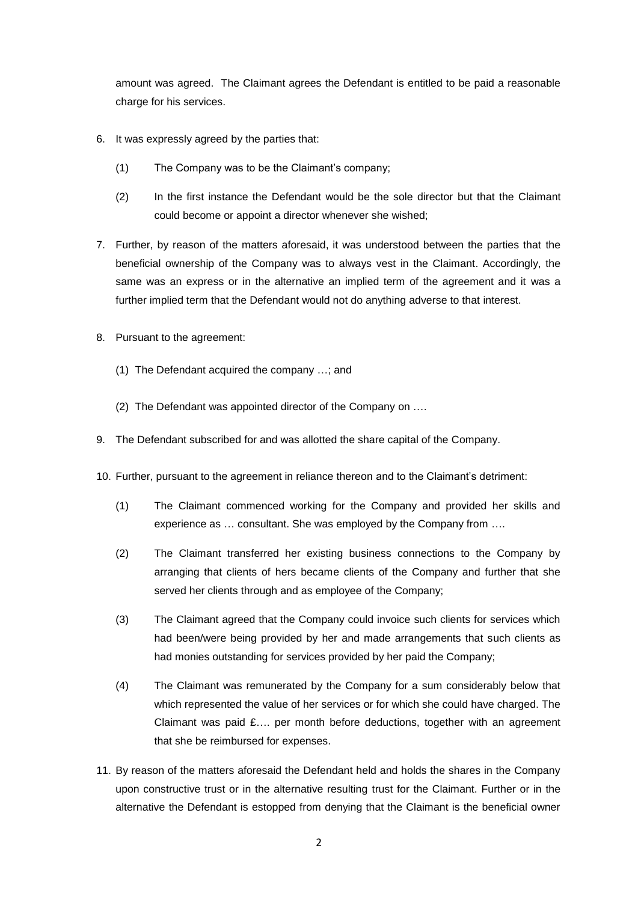amount was agreed. The Claimant agrees the Defendant is entitled to be paid a reasonable charge for his services.

6. It was expressly agreed by the parties that:

   (1) The Company was to be the Claimant's company;

   (2) In the first instance the Defendant would be the sole director but that the Claimant could become or appoint a director whenever she wished;

7. Further, by reason of the matters aforesaid, it was understood between the parties that the beneficial ownership of the Company was to always vest in the Claimant. Accordingly, the same was an express or in the alternative an implied term of the agreement and it was a further implied term that the Defendant would not do anything adverse to that interest.

8. Pursuant to the agreement:

   (1) The Defendant acquired the company …; and

   (2) The Defendant was appointed director of the Company on ….

9. The Defendant subscribed for and was allotted the share capital of the Company.

10. Further, pursuant to the agreement in reliance thereon and to the Claimant's detriment:

    (1) The Claimant commenced working for the Company and provided her skills and experience as … consultant. She was employed by the Company from ….

    (2) The Claimant transferred her existing business connections to the Company by arranging that clients of hers became clients of the Company and further that she served her clients through and as employee of the Company;

    (3) The Claimant agreed that the Company could invoice such clients for services which had been/were being provided by her and made arrangements that such clients as had monies outstanding for services provided by her paid the Company;

    (4) The Claimant was remunerated by the Company for a sum considerably below that which represented the value of her services or for which she could have charged. The Claimant was paid £…. per month before deductions, together with an agreement that she be reimbursed for expenses.

11. By reason of the matters aforesaid the Defendant held and holds the shares in the Company upon constructive trust or in the alternative resulting trust for the Claimant. Further or in the alternative the Defendant is estopped from denying that the Claimant is the beneficial owner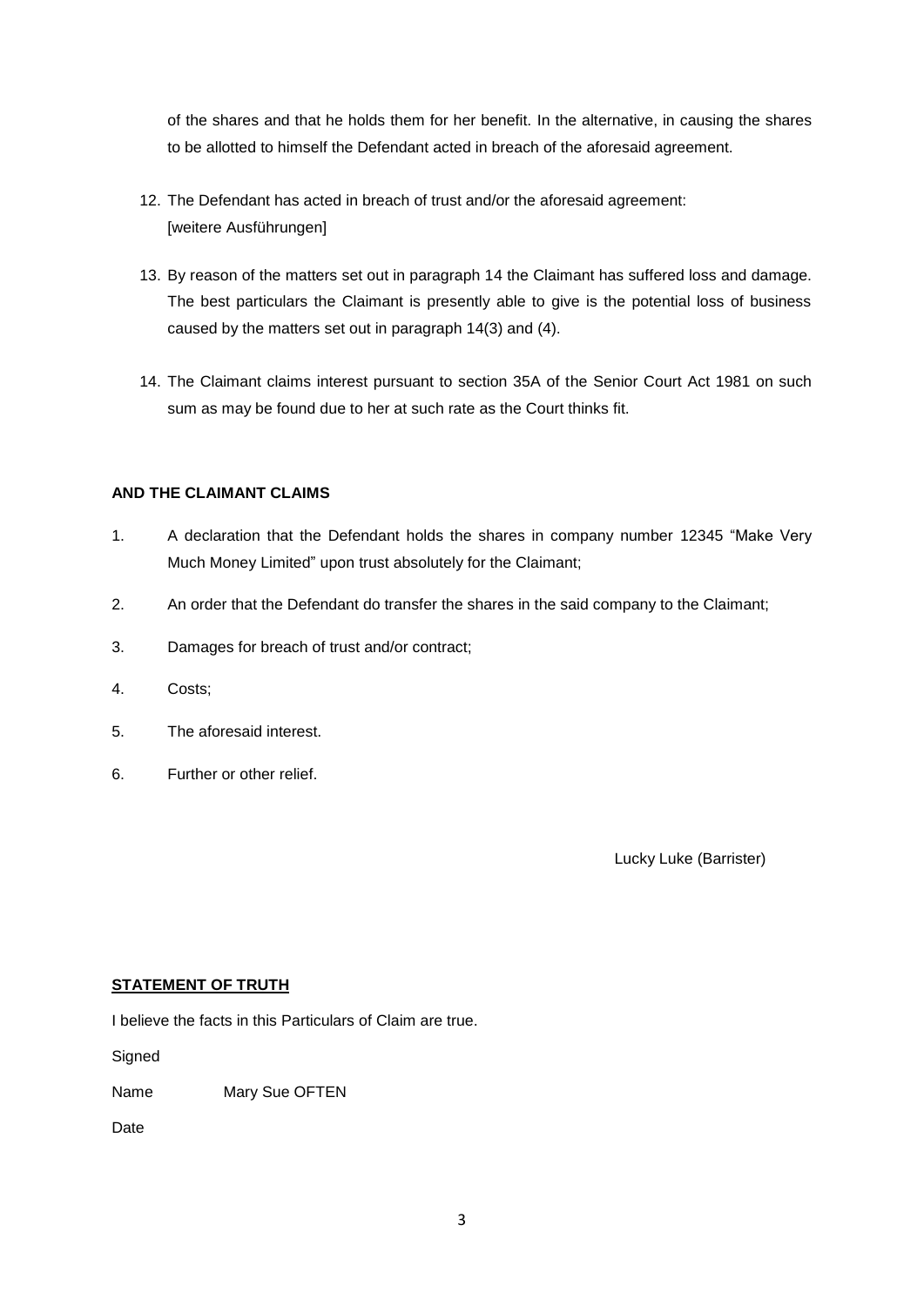of the shares and that he holds them for her benefit. In the alternative, in causing the shares to be allotted to himself the Defendant acted in breach of the aforesaid agreement.

12. The Defendant has acted in breach of trust and/or the aforesaid agreement: [weitere Ausführungen]

13. By reason of the matters set out in paragraph 14 the Claimant has suffered loss and damage. The best particulars the Claimant is presently able to give is the potential loss of business caused by the matters set out in paragraph 14(3) and (4).

14. The Claimant claims interest pursuant to section 35A of the Senior Court Act 1981 on such sum as may be found due to her at such rate as the Court thinks fit.

**AND THE CLAIMANT CLAIMS**

1. A declaration that the Defendant holds the shares in company number 12345 "Make Very Much Money Limited" upon trust absolutely for the Claimant;
2. An order that the Defendant do transfer the shares in the said company to the Claimant;
3. Damages for breach of trust and/or contract;
4. Costs;
5. The aforesaid interest.
6. Further or other relief.

Lucky Luke (Barrister)

**STATEMENT OF TRUTH**

I believe the facts in this Particulars of Claim are true.

Signed

Name Mary Sue OFTEN

Date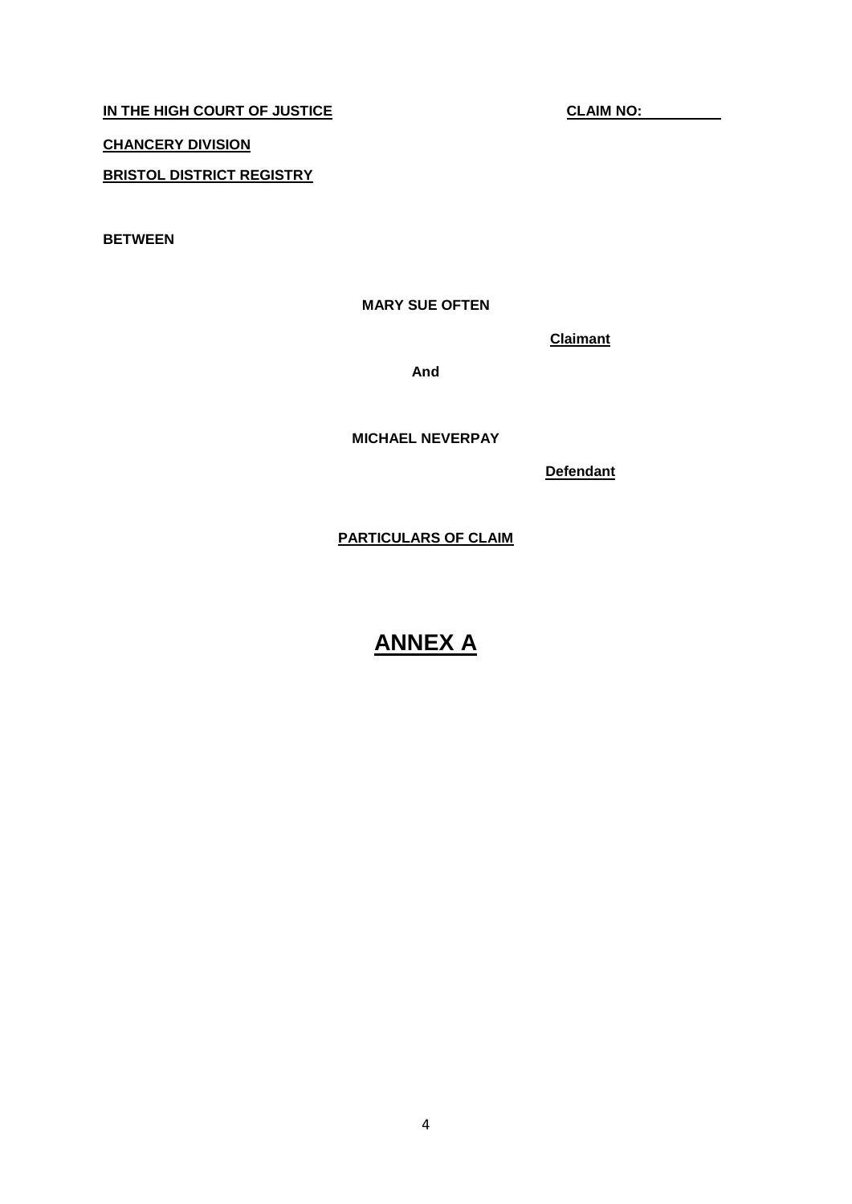**IN THE HIGH COURT OF JUSTICE** **CLAIM NO:**

**CHANCERY DIVISION**

**BRISTOL DISTRICT REGISTRY**

**BETWEEN**

**MARY SUE OFTEN**

**Claimant**

**And**

**MICHAEL NEVERPAY**

**Defendant**

**PARTICULARS OF CLAIM**

# ANNEX A